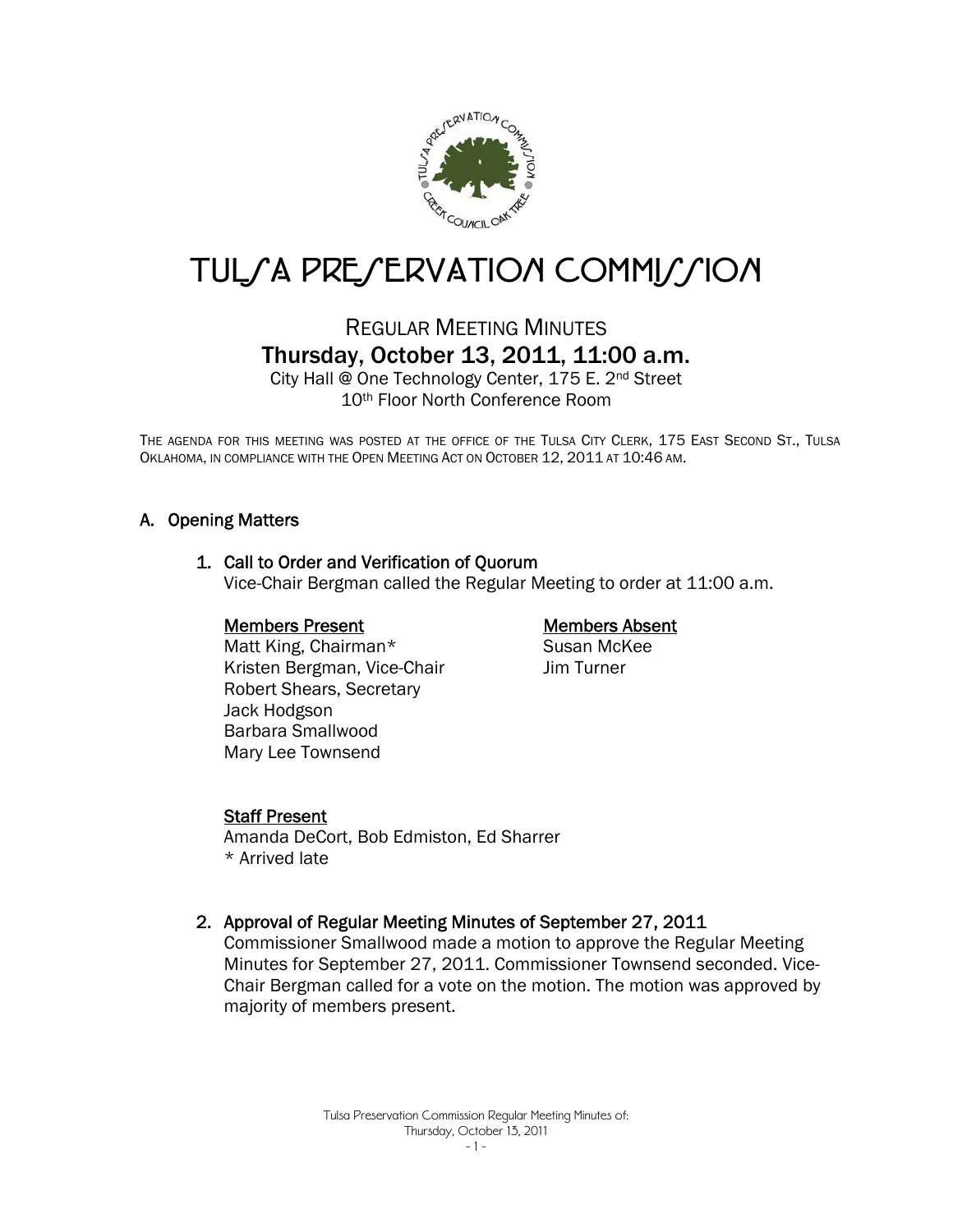# TULSA PRESERVATION COMMISSION

## REGULAR MEETING MINUTES

## Thursday, October 13, 2011, 11:00 a.m.

City Hall @ One Technology Center, 175 E. 2nd Street
10th Floor North Conference Room

THE AGENDA FOR THIS MEETING WAS POSTED AT THE OFFICE OF THE TULSA CITY CLERK, 175 EAST SECOND ST., TULSA OKLAHOMA, IN COMPLIANCE WITH THE OPEN MEETING ACT ON OCTOBER 12, 2011 AT 10:46 AM.

### A. Opening Matters

#### 1. Call to Order and Verification of Quorum

Vice-Chair Bergman called the Regular Meeting to order at 11:00 a.m.

**Members Present**
Matt King, Chairman*
Kristen Bergman, Vice-Chair
Robert Shears, Secretary
Jack Hodgson
Barbara Smallwood
Mary Lee Townsend

**Members Absent**
Susan McKee
Jim Turner

**Staff Present**
Amanda DeCort, Bob Edmiston, Ed Sharrer
* Arrived late

#### 2. Approval of Regular Meeting Minutes of September 27, 2011

Commissioner Smallwood made a motion to approve the Regular Meeting Minutes for September 27, 2011. Commissioner Townsend seconded. Vice-Chair Bergman called for a vote on the motion. The motion was approved by majority of members present.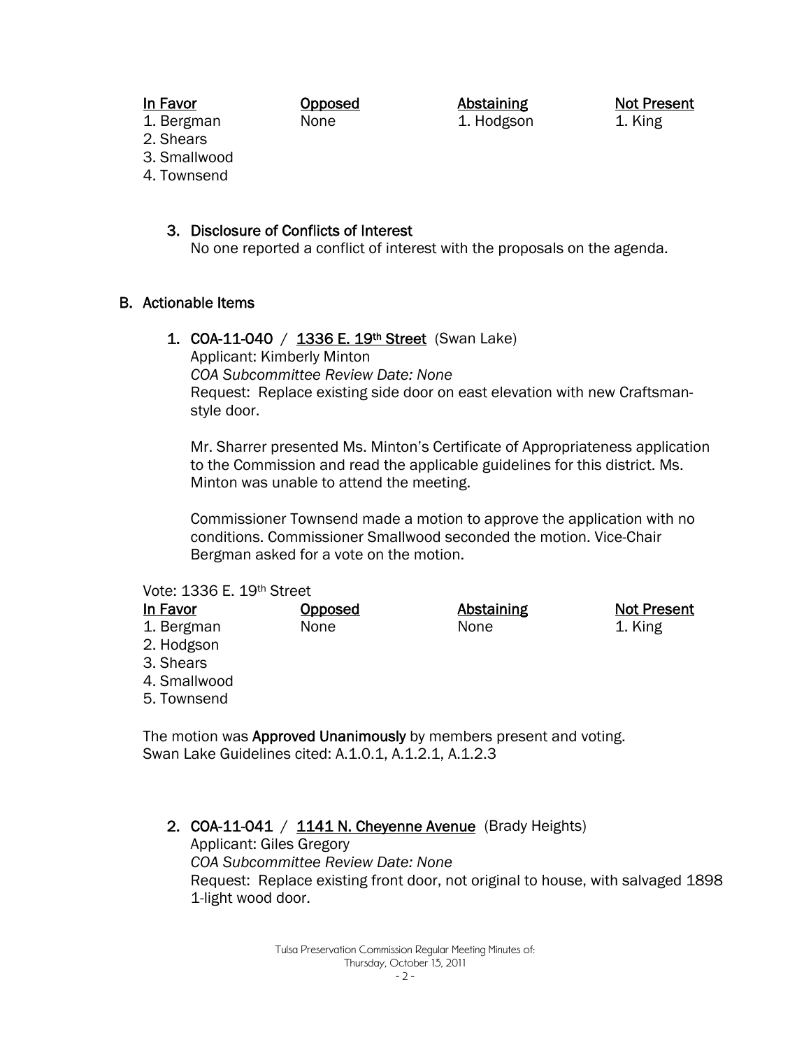| In Favor | Opposed | Abstaining | Not Present |
|---|---|---|---|
| 1. Bergman | None | 1. Hodgson | 1. King |
| 2. Shears | | | |
| 3. Smallwood | | | |
| 4. Townsend | | | |

3. Disclosure of Conflicts of Interest
   No one reported a conflict of interest with the proposals on the agenda.

## B. Actionable Items

1. COA-11-040 / 1336 E. 19th Street (Swan Lake)
   Applicant: Kimberly Minton
   *COA Subcommittee Review Date: None*
   Request: Replace existing side door on east elevation with new Craftsman-style door.

   Mr. Sharrer presented Ms. Minton's Certificate of Appropriateness application to the Commission and read the applicable guidelines for this district. Ms. Minton was unable to attend the meeting.

   Commissioner Townsend made a motion to approve the application with no conditions. Commissioner Smallwood seconded the motion. Vice-Chair Bergman asked for a vote on the motion.

Vote: 1336 E. 19th Street

| In Favor | Opposed | Abstaining | Not Present |
|---|---|---|---|
| 1. Bergman | None | None | 1. King |
| 2. Hodgson | | | |
| 3. Shears | | | |
| 4. Smallwood | | | |
| 5. Townsend | | | |

The motion was **Approved Unanimously** by members present and voting.
Swan Lake Guidelines cited: A.1.0.1, A.1.2.1, A.1.2.3

2. COA-11-041 / 1141 N. Cheyenne Avenue (Brady Heights)
   Applicant: Giles Gregory
   *COA Subcommittee Review Date: None*
   Request: Replace existing front door, not original to house, with salvaged 1898 1-light wood door.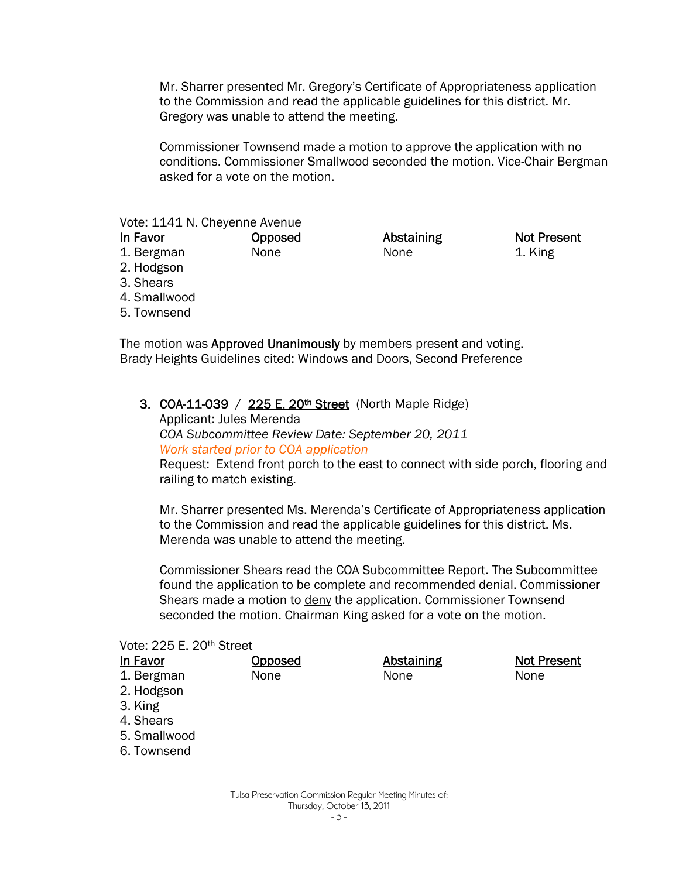Mr. Sharrer presented Mr. Gregory's Certificate of Appropriateness application to the Commission and read the applicable guidelines for this district. Mr. Gregory was unable to attend the meeting.

Commissioner Townsend made a motion to approve the application with no conditions. Commissioner Smallwood seconded the motion. Vice-Chair Bergman asked for a vote on the motion.

Vote: 1141 N. Cheyenne Avenue

| In Favor | Opposed | Abstaining | Not Present |
|---|---|---|---|
| 1. Bergman | None | None | 1. King |
| 2. Hodgson | | | |
| 3. Shears | | | |
| 4. Smallwood | | | |
| 5. Townsend | | | |

The motion was **Approved Unanimously** by members present and voting.
Brady Heights Guidelines cited: Windows and Doors, Second Preference

3. **COA-11-039** / **225 E. 20th Street** (North Maple Ridge)
   Applicant: Jules Merenda
   *COA Subcommittee Review Date: September 20, 2011*
   *Work started prior to COA application*
   Request: Extend front porch to the east to connect with side porch, flooring and railing to match existing.

   Mr. Sharrer presented Ms. Merenda's Certificate of Appropriateness application to the Commission and read the applicable guidelines for this district. Ms. Merenda was unable to attend the meeting.

   Commissioner Shears read the COA Subcommittee Report. The Subcommittee found the application to be complete and recommended denial. Commissioner Shears made a motion to deny the application. Commissioner Townsend seconded the motion. Chairman King asked for a vote on the motion.

Vote: 225 E. 20th Street

| In Favor | Opposed | Abstaining | Not Present |
|---|---|---|---|
| 1. Bergman | None | None | None |
| 2. Hodgson | | | |
| 3. King | | | |
| 4. Shears | | | |
| 5. Smallwood | | | |
| 6. Townsend | | | |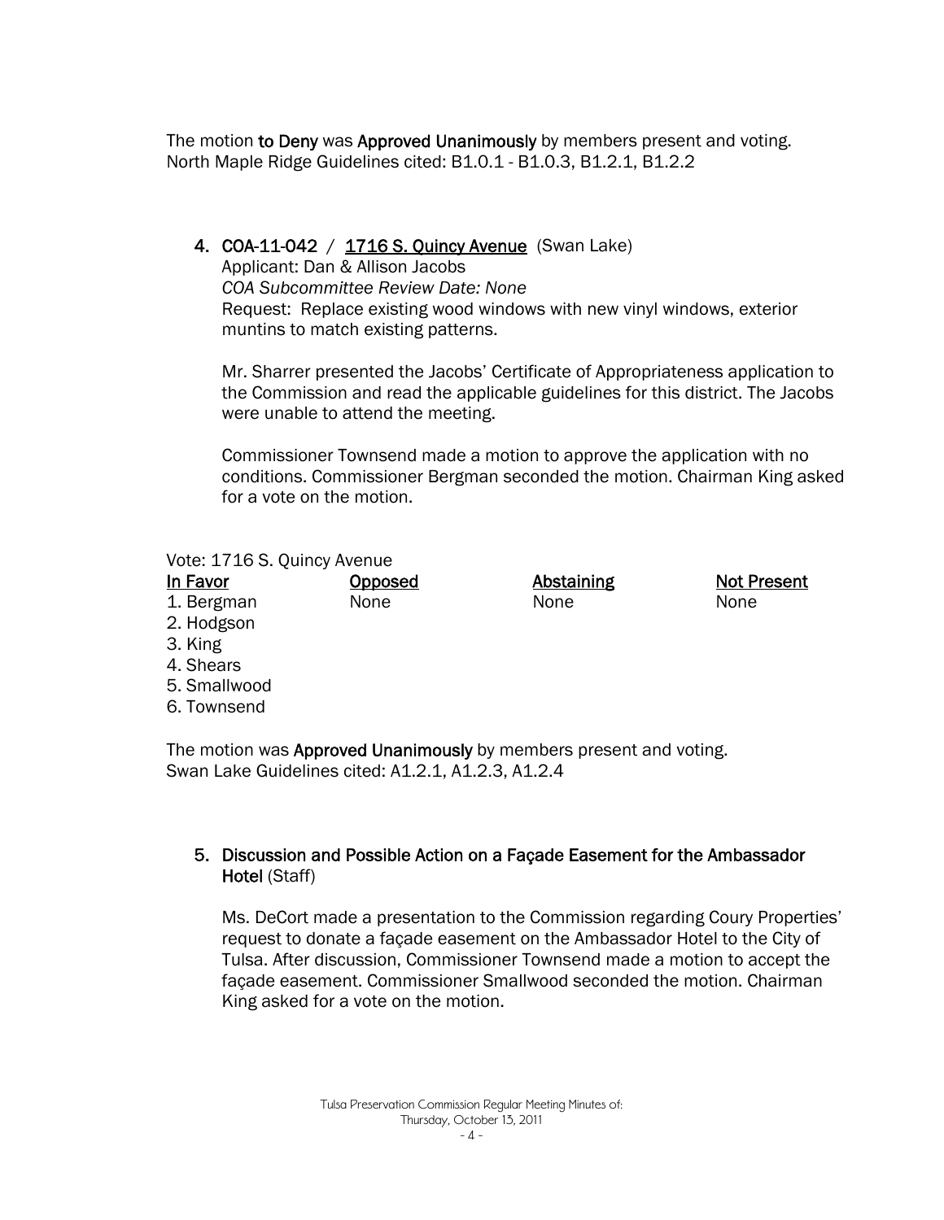The motion **to Deny** was **Approved Unanimously** by members present and voting.
North Maple Ridge Guidelines cited: B1.0.1 - B1.0.3, B1.2.1, B1.2.2

4. **COA-11-042** / **1716 S. Quincy Avenue** (Swan Lake)
   Applicant: Dan & Allison Jacobs
   *COA Subcommittee Review Date: None*
   Request: Replace existing wood windows with new vinyl windows, exterior muntins to match existing patterns.

   Mr. Sharrer presented the Jacobs' Certificate of Appropriateness application to the Commission and read the applicable guidelines for this district. The Jacobs were unable to attend the meeting.

   Commissioner Townsend made a motion to approve the application with no conditions. Commissioner Bergman seconded the motion. Chairman King asked for a vote on the motion.

Vote: 1716 S. Quincy Avenue

| In Favor | Opposed | Abstaining | Not Present |
|---|---|---|---|
| 1. Bergman | None | None | None |
| 2. Hodgson | | | |
| 3. King | | | |
| 4. Shears | | | |
| 5. Smallwood | | | |
| 6. Townsend | | | |

The motion was **Approved Unanimously** by members present and voting.
Swan Lake Guidelines cited: A1.2.1, A1.2.3, A1.2.4

5. **Discussion and Possible Action on a Façade Easement for the Ambassador Hotel** (Staff)

   Ms. DeCort made a presentation to the Commission regarding Coury Properties' request to donate a façade easement on the Ambassador Hotel to the City of Tulsa. After discussion, Commissioner Townsend made a motion to accept the façade easement. Commissioner Smallwood seconded the motion. Chairman King asked for a vote on the motion.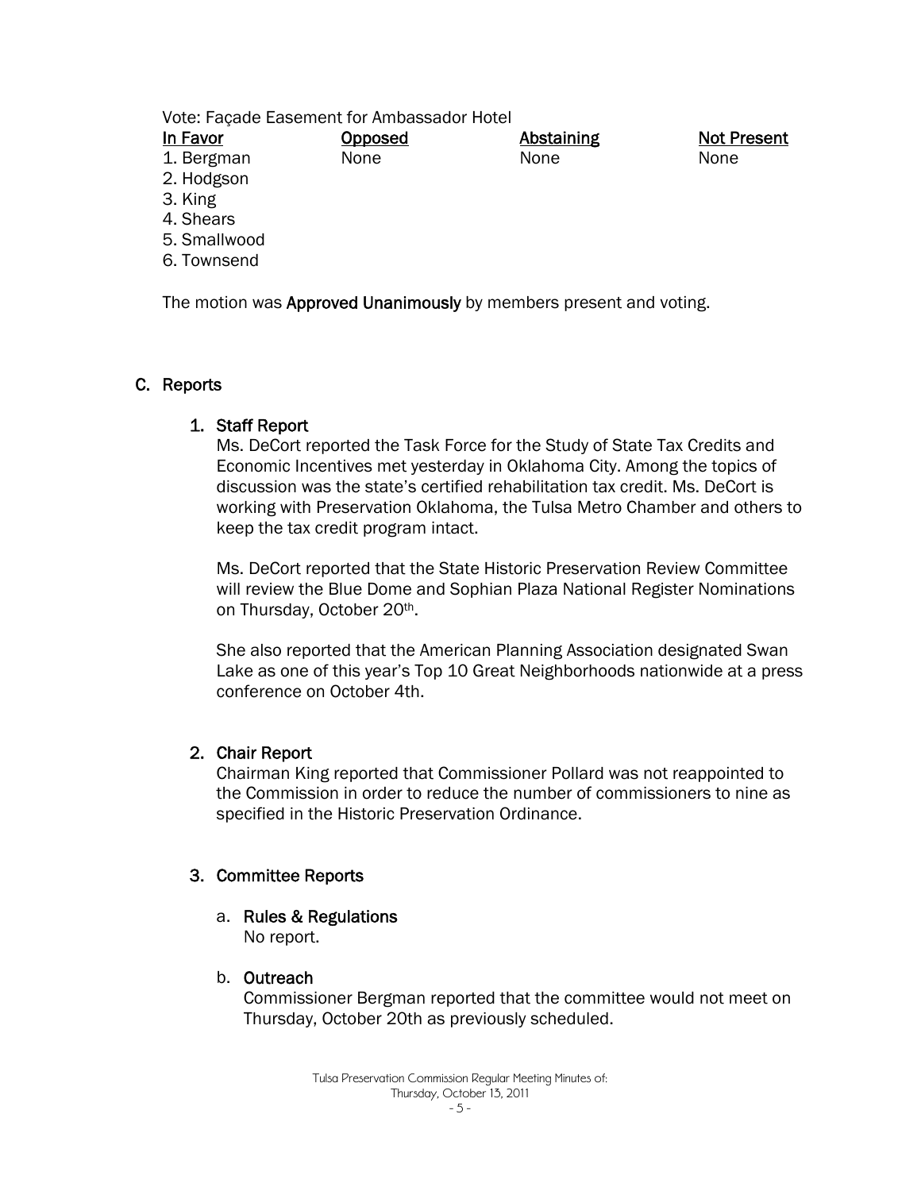Vote: Façade Easement for Ambassador Hotel

| In Favor | Opposed | Abstaining | Not Present |
|---|---|---|---|
| 1. Bergman | None | None | None |
| 2. Hodgson | | | |
| 3. King | | | |
| 4. Shears | | | |
| 5. Smallwood | | | |
| 6. Townsend | | | |

The motion was **Approved Unanimously** by members present and voting.

## C. Reports

### 1. Staff Report

Ms. DeCort reported the Task Force for the Study of State Tax Credits and Economic Incentives met yesterday in Oklahoma City. Among the topics of discussion was the state's certified rehabilitation tax credit. Ms. DeCort is working with Preservation Oklahoma, the Tulsa Metro Chamber and others to keep the tax credit program intact.

Ms. DeCort reported that the State Historic Preservation Review Committee will review the Blue Dome and Sophian Plaza National Register Nominations on Thursday, October 20th.

She also reported that the American Planning Association designated Swan Lake as one of this year's Top 10 Great Neighborhoods nationwide at a press conference on October 4th.

### 2. Chair Report

Chairman King reported that Commissioner Pollard was not reappointed to the Commission in order to reduce the number of commissioners to nine as specified in the Historic Preservation Ordinance.

### 3. Committee Reports

#### a. Rules & Regulations

No report.

#### b. Outreach

Commissioner Bergman reported that the committee would not meet on Thursday, October 20th as previously scheduled.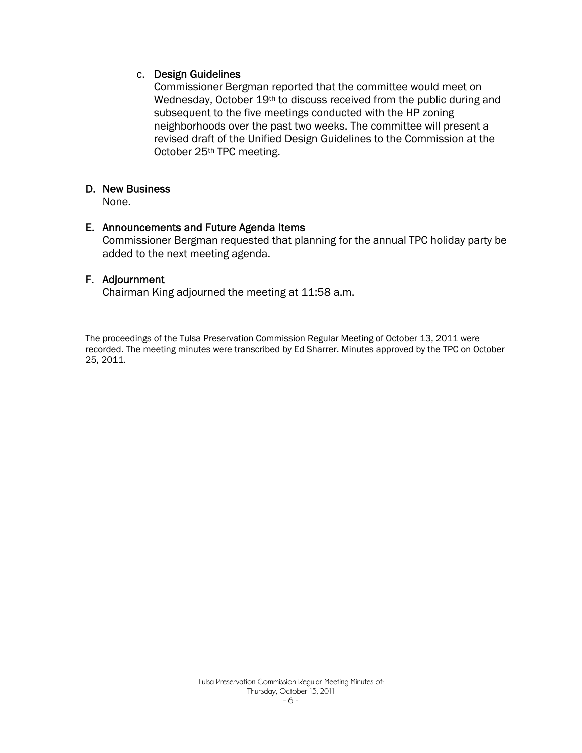c. **Design Guidelines**

Commissioner Bergman reported that the committee would meet on Wednesday, October 19th to discuss received from the public during and subsequent to the five meetings conducted with the HP zoning neighborhoods over the past two weeks. The committee will present a revised draft of the Unified Design Guidelines to the Commission at the October 25th TPC meeting.

## D. New Business

None.

## E. Announcements and Future Agenda Items

Commissioner Bergman requested that planning for the annual TPC holiday party be added to the next meeting agenda.

## F. Adjournment

Chairman King adjourned the meeting at 11:58 a.m.

The proceedings of the Tulsa Preservation Commission Regular Meeting of October 13, 2011 were recorded. The meeting minutes were transcribed by Ed Sharrer. Minutes approved by the TPC on October 25, 2011.